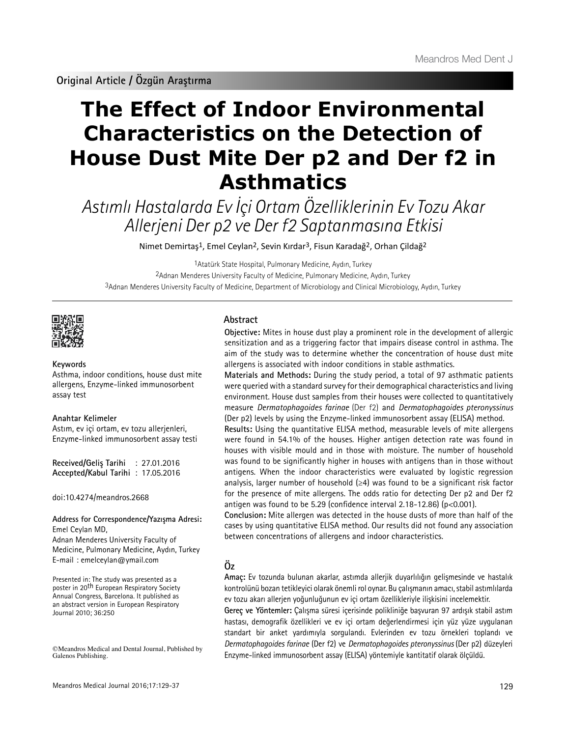Original Article / Özgün Araştırma

# The Effect of Indoor Environmental Characteristics on the Detection of House Dust Mite Der p2 and Der f2 in Asthmatics

## *Astımlı Hastalarda Ev İçi Ortam Özelliklerinin Ev Tozu Akar Allerjeni Der p2 ve Der f2 Saptanmasına Etkisi*

Nimet Demirtaş[1], Emel Ceylan[2], Sevin Kırdar[3], Fisun Karadağ[2], Orhan Çildağ[2]

[1]Atatürk State Hospital, Pulmonary Medicine, Aydın, Turkey

[2]Adnan Menderes University Faculty of Medicine, Pulmonary Medicine, Aydın, Turkey

[3]Adnan Menderes University Faculty of Medicine, Department of Microbiology and Clinical Microbiology, Aydın, Turkey

**Keywords**

Asthma, indoor conditions, house dust mite allergens, Enzyme-linked immunosorbent assay test

**Anahtar Kelimeler**

Astım, ev içi ortam, ev tozu allerjenleri, Enzyme-linked immunosorbent assay testi

**Received/Geliş Tarihi** : 27.01.2016
**Accepted/Kabul Tarihi** : 17.05.2016

doi:10.4274/meandros.2668

**Address for Correspondence/Yazışma Adresi:**
Emel Ceylan MD,
Adnan Menderes University Faculty of Medicine, Pulmonary Medicine, Aydın, Turkey
E-mail : emelceylan@ymail.com

Presented in: The study was presented as a poster in 20th European Respiratory Society Annual Congress, Barcelona. It published as an abstract version in European Respiratory Journal 2010; 36:250

©Meandros Medical and Dental Journal, Published by Galenos Publishing.

## Abstract

**Objective:** Mites in house dust play a prominent role in the development of allergic sensitization and as a triggering factor that impairs disease control in asthma. The aim of the study was to determine whether the concentration of house dust mite allergens is associated with indoor conditions in stable asthmatics.

**Materials and Methods:** During the study period, a total of 97 asthmatic patients were queried with a standard survey for their demographical characteristics and living environment. House dust samples from their houses were collected to quantitatively measure *Dermatophagoides farinae* (Der f2) and *Dermatophagoides pteronyssinus* (Der p2) levels by using the Enzyme-linked immunosorbent assay (ELISA) method.

**Results:** Using the quantitative ELISA method, measurable levels of mite allergens were found in 54.1% of the houses. Higher antigen detection rate was found in houses with visible mould and in those with moisture. The number of household was found to be significantly higher in houses with antigens than in those without antigens. When the indoor characteristics were evaluated by logistic regression analysis, larger number of household (≥4) was found to be a significant risk factor for the presence of mite allergens. The odds ratio for detecting Der p2 and Der f2 antigen was found to be 5.29 (confidence interval 2.18-12.86) ($p<0.001$).

**Conclusion:** Mite allergen was detected in the house dusts of more than half of the cases by using quantitative ELISA method. Our results did not found any association between concentrations of allergens and indoor characteristics.

## Öz

**Amaç:** Ev tozunda bulunan akarlar, astımda allerjik duyarlılığın gelişmesinde ve hastalık kontrolünü bozan tetikleyici olarak önemli rol oynar. Bu çalışmanın amacı, stabil astımlılarda ev tozu akarı allerjen yoğunluğunun ev içi ortam özellikleriyle ilişkisini incelemektir.

**Gereç ve Yöntemler:** Çalışma süresi içerisinde polikliniğe başvuran 97 ardışık stabil astım hastası, demografik özellikleri ve ev içi ortam değerlendirmesi için yüz yüze uygulanan standart bir anket yardımıyla sorgulandı. Evlerinden ev tozu örnekleri toplandı ve *Dermatophagoides farinae* (Der f2) ve *Dermatophagoides pteronyssinus* (Der p2) düzeyleri Enzyme-linked immunosorbent assay (ELISA) yöntemiyle kantitatif olarak ölçüldü.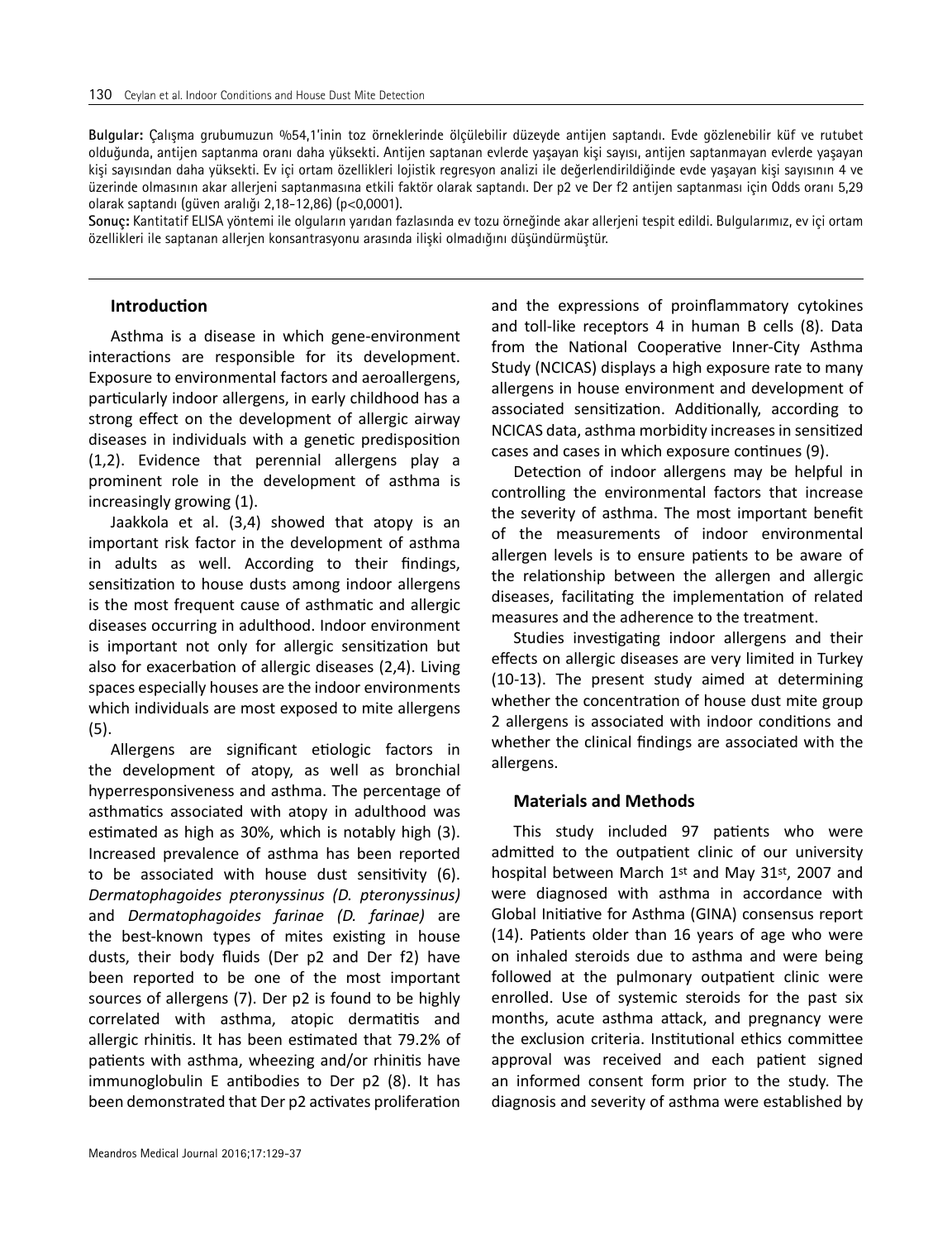**Bulgular:** Çalışma grubumuzun %54,1'inin toz örneklerinde ölçülebilir düzeyde antijen saptandı. Evde gözlenebilir küf ve rutubet olduğunda, antijen saptanma oranı daha yüksekti. Antijen saptanan evlerde yaşayan kişi sayısı, antijen saptanmayan evlerde yaşayan kişi sayısından daha yüksekti. Ev içi ortam özellikleri lojistik regresyon analizi ile değerlendirildiğinde evde yaşayan kişi sayısının 4 ve üzerinde olmasının akar allerjeni saptanmasına etkili faktör olarak saptandı. Der p2 ve Der f2 antijen saptanması için Odds oranı 5,29 olarak saptandı (güven aralığı 2,18-12,86) (p<0,0001).

**Sonuç:** Kantitatif ELISA yöntemi ile olguların yarıdan fazlasında ev tozu örneğinde akar allerjeni tespit edildi. Bulgularımız, ev içi ortam özellikleri ile saptanan allerjen konsantrasyonu arasında ilişki olmadığını düşündürmüştür.

## Introduction

Asthma is a disease in which gene-environment interactions are responsible for its development. Exposure to environmental factors and aeroallergens, particularly indoor allergens, in early childhood has a strong effect on the development of allergic airway diseases in individuals with a genetic predisposition (1,2). Evidence that perennial allergens play a prominent role in the development of asthma is increasingly growing (1).

Jaakkola et al. (3,4) showed that atopy is an important risk factor in the development of asthma in adults as well. According to their findings, sensitization to house dusts among indoor allergens is the most frequent cause of asthmatic and allergic diseases occurring in adulthood. Indoor environment is important not only for allergic sensitization but also for exacerbation of allergic diseases (2,4). Living spaces especially houses are the indoor environments which individuals are most exposed to mite allergens (5).

Allergens are significant etiologic factors in the development of atopy, as well as bronchial hyperresponsiveness and asthma. The percentage of asthmatics associated with atopy in adulthood was estimated as high as 30%, which is notably high (3). Increased prevalence of asthma has been reported to be associated with house dust sensitivity (6). *Dermatophagoides pteronyssinus (D. pteronyssinus)* and *Dermatophagoides farinae (D. farinae)* are the best-known types of mites existing in house dusts, their body fluids (Der p2 and Der f2) have been reported to be one of the most important sources of allergens (7). Der p2 is found to be highly correlated with asthma, atopic dermatitis and allergic rhinitis. It has been estimated that 79.2% of patients with asthma, wheezing and/or rhinitis have immunoglobulin E antibodies to Der p2 (8). It has been demonstrated that Der p2 activates proliferation and the expressions of proinflammatory cytokines and toll-like receptors 4 in human B cells (8). Data from the National Cooperative Inner-City Asthma Study (NCICAS) displays a high exposure rate to many allergens in house environment and development of associated sensitization. Additionally, according to NCICAS data, asthma morbidity increases in sensitized cases and cases in which exposure continues (9).

Detection of indoor allergens may be helpful in controlling the environmental factors that increase the severity of asthma. The most important benefit of the measurements of indoor environmental allergen levels is to ensure patients to be aware of the relationship between the allergen and allergic diseases, facilitating the implementation of related measures and the adherence to the treatment.

Studies investigating indoor allergens and their effects on allergic diseases are very limited in Turkey (10-13). The present study aimed at determining whether the concentration of house dust mite group 2 allergens is associated with indoor conditions and whether the clinical findings are associated with the allergens.

## Materials and Methods

This study included 97 patients who were admitted to the outpatient clinic of our university hospital between March 1st and May 31st, 2007 and were diagnosed with asthma in accordance with Global Initiative for Asthma (GINA) consensus report (14). Patients older than 16 years of age who were on inhaled steroids due to asthma and were being followed at the pulmonary outpatient clinic were enrolled. Use of systemic steroids for the past six months, acute asthma attack, and pregnancy were the exclusion criteria. Institutional ethics committee approval was received and each patient signed an informed consent form prior to the study. The diagnosis and severity of asthma were established by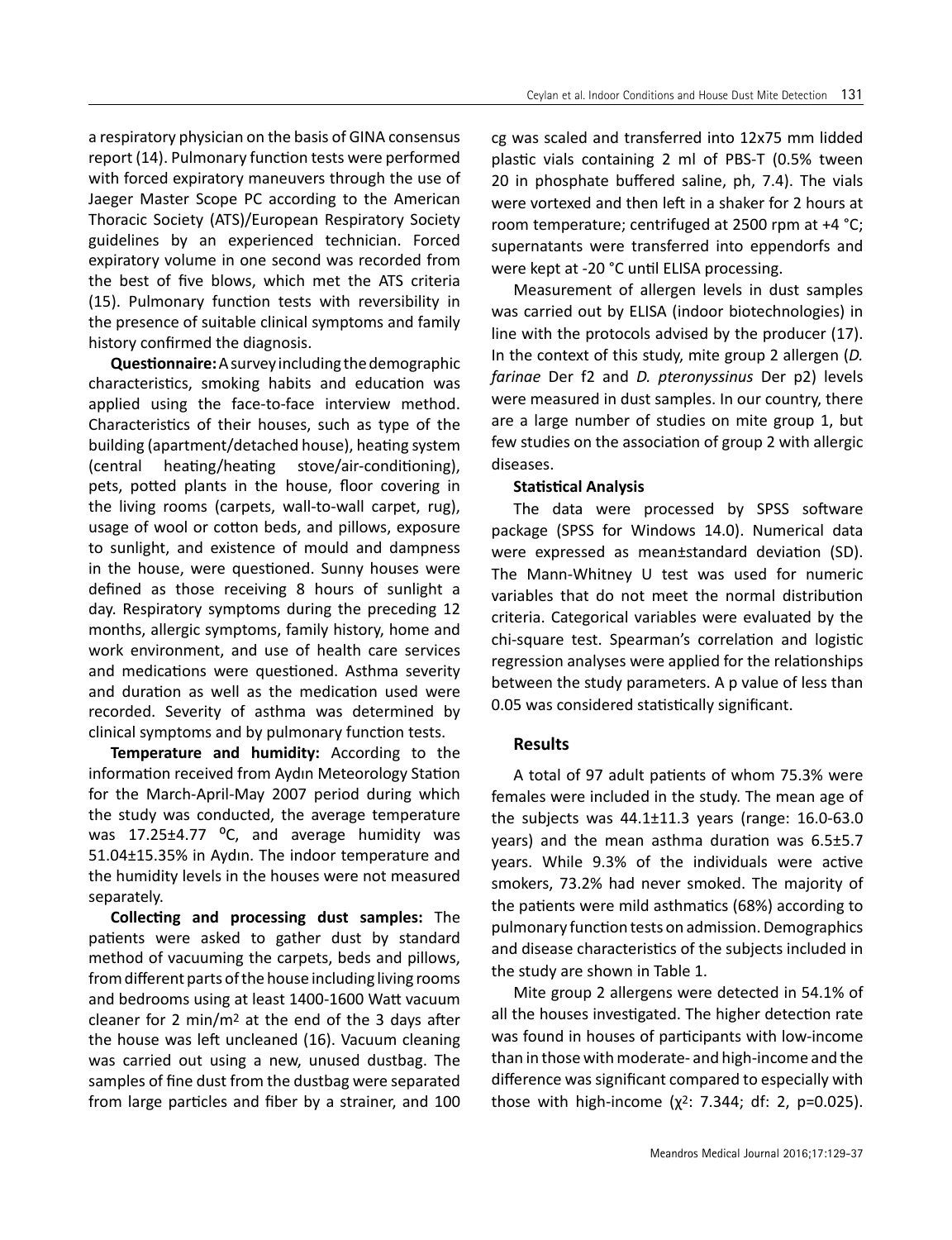a respiratory physician on the basis of GINA consensus report (14). Pulmonary function tests were performed with forced expiratory maneuvers through the use of Jaeger Master Scope PC according to the American Thoracic Society (ATS)/European Respiratory Society guidelines by an experienced technician. Forced expiratory volume in one second was recorded from the best of five blows, which met the ATS criteria (15). Pulmonary function tests with reversibility in the presence of suitable clinical symptoms and family history confirmed the diagnosis.

**Questionnaire:** A survey including the demographic characteristics, smoking habits and education was applied using the face-to-face interview method. Characteristics of their houses, such as type of the building (apartment/detached house), heating system (central heating/heating stove/air-conditioning), pets, potted plants in the house, floor covering in the living rooms (carpets, wall-to-wall carpet, rug), usage of wool or cotton beds, and pillows, exposure to sunlight, and existence of mould and dampness in the house, were questioned. Sunny houses were defined as those receiving 8 hours of sunlight a day. Respiratory symptoms during the preceding 12 months, allergic symptoms, family history, home and work environment, and use of health care services and medications were questioned. Asthma severity and duration as well as the medication used were recorded. Severity of asthma was determined by clinical symptoms and by pulmonary function tests.

**Temperature and humidity:** According to the information received from Aydın Meteorology Station for the March-April-May 2007 period during which the study was conducted, the average temperature was 17.25±4.77 ºC, and average humidity was 51.04±15.35% in Aydın. The indoor temperature and the humidity levels in the houses were not measured separately.

**Collecting and processing dust samples:** The patients were asked to gather dust by standard method of vacuuming the carpets, beds and pillows, from different parts of the house including living rooms and bedrooms using at least 1400-1600 Watt vacuum cleaner for 2 min/m$^2$ at the end of the 3 days after the house was left uncleaned (16). Vacuum cleaning was carried out using a new, unused dustbag. The samples of fine dust from the dustbag were separated from large particles and fiber by a strainer, and 100 cg was scaled and transferred into 12x75 mm lidded plastic vials containing 2 ml of PBS-T (0.5% tween 20 in phosphate buffered saline, ph, 7.4). The vials were vortexed and then left in a shaker for 2 hours at room temperature; centrifuged at 2500 rpm at +4 °C; supernatants were transferred into eppendorfs and were kept at -20 °C until ELISA processing.

Measurement of allergen levels in dust samples was carried out by ELISA (indoor biotechnologies) in line with the protocols advised by the producer (17). In the context of this study, mite group 2 allergen (*D. farinae* Der f2 and *D. pteronyssinus* Der p2) levels were measured in dust samples. In our country, there are a large number of studies on mite group 1, but few studies on the association of group 2 with allergic diseases.

**Statistical Analysis**

The data were processed by SPSS software package (SPSS for Windows 14.0). Numerical data were expressed as mean±standard deviation (SD). The Mann-Whitney U test was used for numeric variables that do not meet the normal distribution criteria. Categorical variables were evaluated by the chi-square test. Spearman's correlation and logistic regression analyses were applied for the relationships between the study parameters. A p value of less than 0.05 was considered statistically significant.

## Results

A total of 97 adult patients of whom 75.3% were females were included in the study. The mean age of the subjects was 44.1±11.3 years (range: 16.0-63.0 years) and the mean asthma duration was 6.5±5.7 years. While 9.3% of the individuals were active smokers, 73.2% had never smoked. The majority of the patients were mild asthmatics (68%) according to pulmonary function tests on admission. Demographics and disease characteristics of the subjects included in the study are shown in Table 1.

Mite group 2 allergens were detected in 54.1% of all the houses investigated. The higher detection rate was found in houses of participants with low-income than in those with moderate- and high-income and the difference was significant compared to especially with those with high-income ($\chi^2$: 7.344; df: 2, $p=0.025$).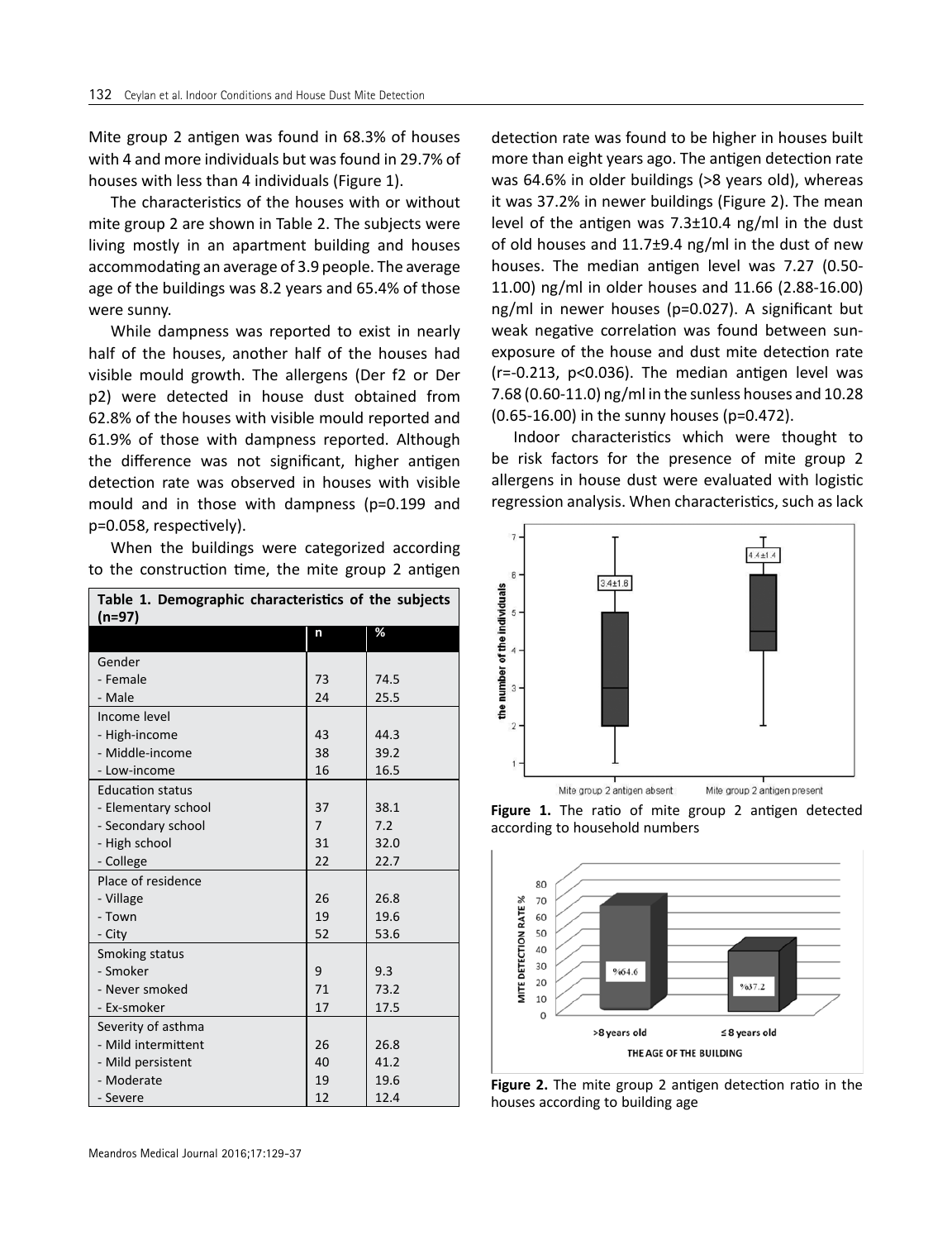Mite group 2 antigen was found in 68.3% of houses with 4 and more individuals but was found in 29.7% of houses with less than 4 individuals (Figure 1).

The characteristics of the houses with or without mite group 2 are shown in Table 2. The subjects were living mostly in an apartment building and houses accommodating an average of 3.9 people. The average age of the buildings was 8.2 years and 65.4% of those were sunny.

While dampness was reported to exist in nearly half of the houses, another half of the houses had visible mould growth. The allergens (Der f2 or Der p2) were detected in house dust obtained from 62.8% of the houses with visible mould reported and 61.9% of those with dampness reported. Although the difference was not significant, higher antigen detection rate was observed in houses with visible mould and in those with dampness (p=0.199 and p=0.058, respectively).

When the buildings were categorized according to the construction time, the mite group 2 antigen detection rate was found to be higher in houses built more than eight years ago. The antigen detection rate was 64.6% in older buildings (>8 years old), whereas it was 37.2% in newer buildings (Figure 2). The mean level of the antigen was 7.3±10.4 ng/ml in the dust of old houses and 11.7±9.4 ng/ml in the dust of new houses. The median antigen level was 7.27 (0.50-11.00) ng/ml in older houses and 11.66 (2.88-16.00) ng/ml in newer houses (p=0.027). A significant but weak negative correlation was found between sun-exposure of the house and dust mite detection rate (r=-0.213, p<0.036). The median antigen level was 7.68 (0.60-11.0) ng/ml in the sunless houses and 10.28 (0.65-16.00) in the sunny houses (p=0.472).

Indoor characteristics which were thought to be risk factors for the presence of mite group 2 allergens in house dust were evaluated with logistic regression analysis. When characteristics, such as lack

**Table 1. Demographic characteristics of the subjects (n=97)**

| | n | % |
|---|---|---|
| Gender | | |
| - Female | 73 | 74.5 |
| - Male | 24 | 25.5 |
| Income level | | |
| - High-income | 43 | 44.3 |
| - Middle-income | 38 | 39.2 |
| - Low-income | 16 | 16.5 |
| Education status | | |
| - Elementary school | 37 | 38.1 |
| - Secondary school | 7 | 7.2 |
| - High school | 31 | 32.0 |
| - College | 22 | 22.7 |
| Place of residence | | |
| - Village | 26 | 26.8 |
| - Town | 19 | 19.6 |
| - City | 52 | 53.6 |
| Smoking status | | |
| - Smoker | 9 | 9.3 |
| - Never smoked | 71 | 73.2 |
| - Ex-smoker | 17 | 17.5 |
| Severity of asthma | | |
| - Mild intermittent | 26 | 26.8 |
| - Mild persistent | 40 | 41.2 |
| - Moderate | 19 | 19.6 |
| - Severe | 12 | 12.4 |

**Figure 1.** The ratio of mite group 2 antigen detected according to household numbers

**Figure 2.** The mite group 2 antigen detection ratio in the houses according to building age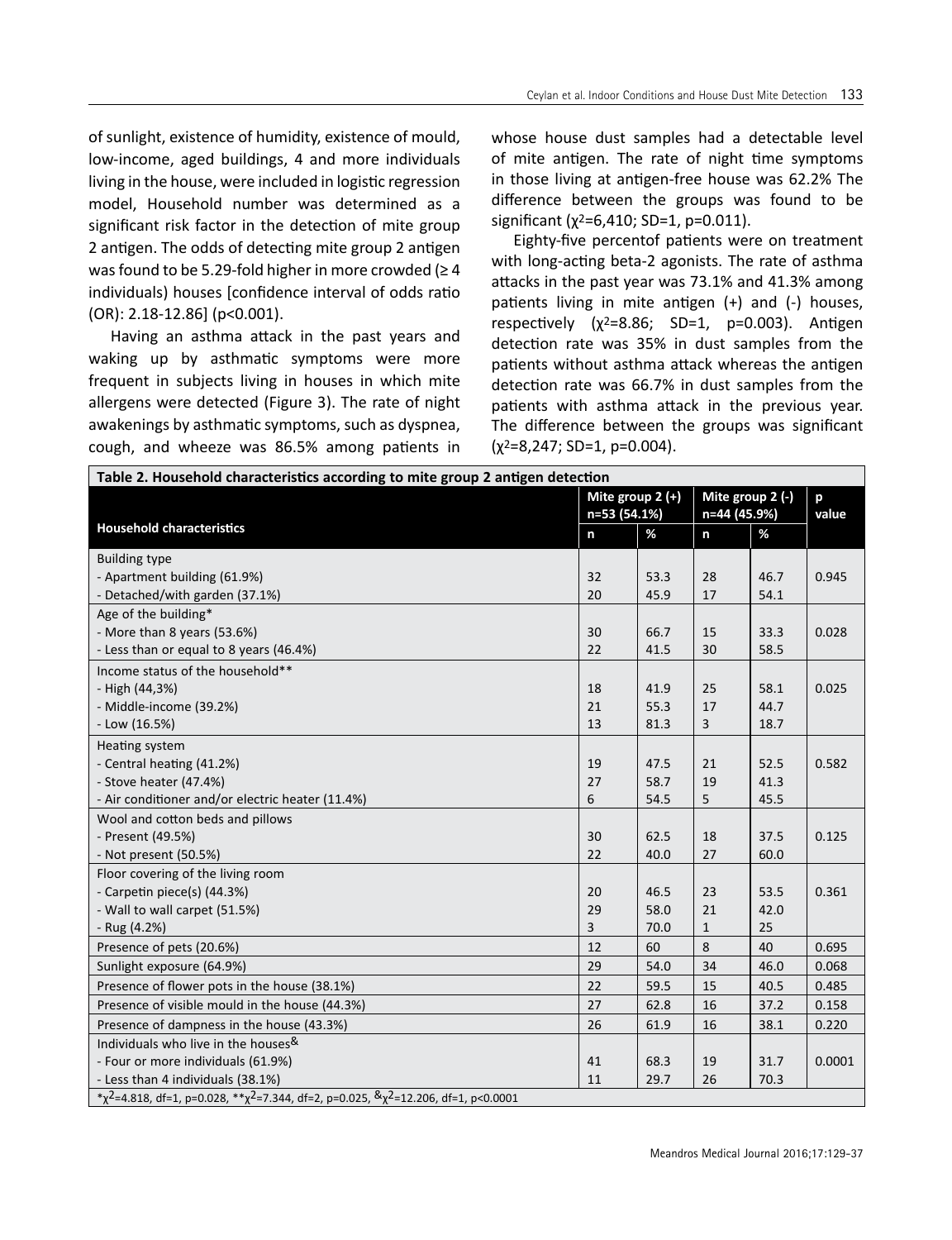of sunlight, existence of humidity, existence of mould, low-income, aged buildings, 4 and more individuals living in the house, were included in logistic regression model, Household number was determined as a significant risk factor in the detection of mite group 2 antigen. The odds of detecting mite group 2 antigen was found to be 5.29-fold higher in more crowded (≥ 4 individuals) houses [confidence interval of odds ratio (OR): 2.18-12.86] (p<0.001).

Having an asthma attack in the past years and waking up by asthmatic symptoms were more frequent in subjects living in houses in which mite allergens were detected (Figure 3). The rate of night awakenings by asthmatic symptoms, such as dyspnea, cough, and wheeze was 86.5% among patients in whose house dust samples had a detectable level of mite antigen. The rate of night time symptoms in those living at antigen-free house was 62.2% The difference between the groups was found to be significant ($\chi^2$=6,410; SD=1, p=0.011).

Eighty-five percentof patients were on treatment with long-acting beta-2 agonists. The rate of asthma attacks in the past year was 73.1% and 41.3% among patients living in mite antigen (+) and (-) houses, respectively ($\chi^2$=8.86; SD=1, p=0.003). Antigen detection rate was 35% in dust samples from the patients without asthma attack whereas the antigen detection rate was 66.7% in dust samples from the patients with asthma attack in the previous year. The difference between the groups was significant ($\chi^2$=8,247; SD=1, p=0.004).

**Table 2. Household characteristics according to mite group 2 antigen detection**

| Household characteristics | Mite group 2 (+) n=53 (54.1%) | | Mite group 2 (-) n=44 (45.9%) | | p value |
|---|---|---|---|---|---|
| | n | % | n | % | |
| Building type | | | | | |
| - Apartment building (61.9%) | 32 | 53.3 | 28 | 46.7 | 0.945 |
| - Detached/with garden (37.1%) | 20 | 45.9 | 17 | 54.1 | |
| Age of the building* | | | | | |
| - More than 8 years (53.6%) | 30 | 66.7 | 15 | 33.3 | 0.028 |
| - Less than or equal to 8 years (46.4%) | 22 | 41.5 | 30 | 58.5 | |
| Income status of the household** | | | | | |
| - High (44,3%) | 18 | 41.9 | 25 | 58.1 | 0.025 |
| - Middle-income (39.2%) | 21 | 55.3 | 17 | 44.7 | |
| - Low (16.5%) | 13 | 81.3 | 3 | 18.7 | |
| Heating system | | | | | |
| - Central heating (41.2%) | 19 | 47.5 | 21 | 52.5 | 0.582 |
| - Stove heater (47.4%) | 27 | 58.7 | 19 | 41.3 | |
| - Air conditioner and/or electric heater (11.4%) | 6 | 54.5 | 5 | 45.5 | |
| Wool and cotton beds and pillows | | | | | |
| - Present (49.5%) | 30 | 62.5 | 18 | 37.5 | 0.125 |
| - Not present (50.5%) | 22 | 40.0 | 27 | 60.0 | |
| Floor covering of the living room | | | | | |
| - Carpetin piece(s) (44.3%) | 20 | 46.5 | 23 | 53.5 | 0.361 |
| - Wall to wall carpet (51.5%) | 29 | 58.0 | 21 | 42.0 | |
| - Rug (4.2%) | 3 | 70.0 | 1 | 25 | |
| Presence of pets (20.6%) | 12 | 60 | 8 | 40 | 0.695 |
| Sunlight exposure (64.9%) | 29 | 54.0 | 34 | 46.0 | 0.068 |
| Presence of flower pots in the house (38.1%) | 22 | 59.5 | 15 | 40.5 | 0.485 |
| Presence of visible mould in the house (44.3%) | 27 | 62.8 | 16 | 37.2 | 0.158 |
| Presence of dampness in the house (43.3%) | 26 | 61.9 | 16 | 38.1 | 0.220 |
| Individuals who live in the houses& | | | | | |
| - Four or more individuals (61.9%) | 41 | 68.3 | 19 | 31.7 | 0.0001 |
| - Less than 4 individuals (38.1%) | 11 | 29.7 | 26 | 70.3 | |

*$\chi^2$=4.818, df=1, p=0.028, **$\chi^2$=7.344, df=2, p=0.025, &$\chi^2$=12.206, df=1, p<0.0001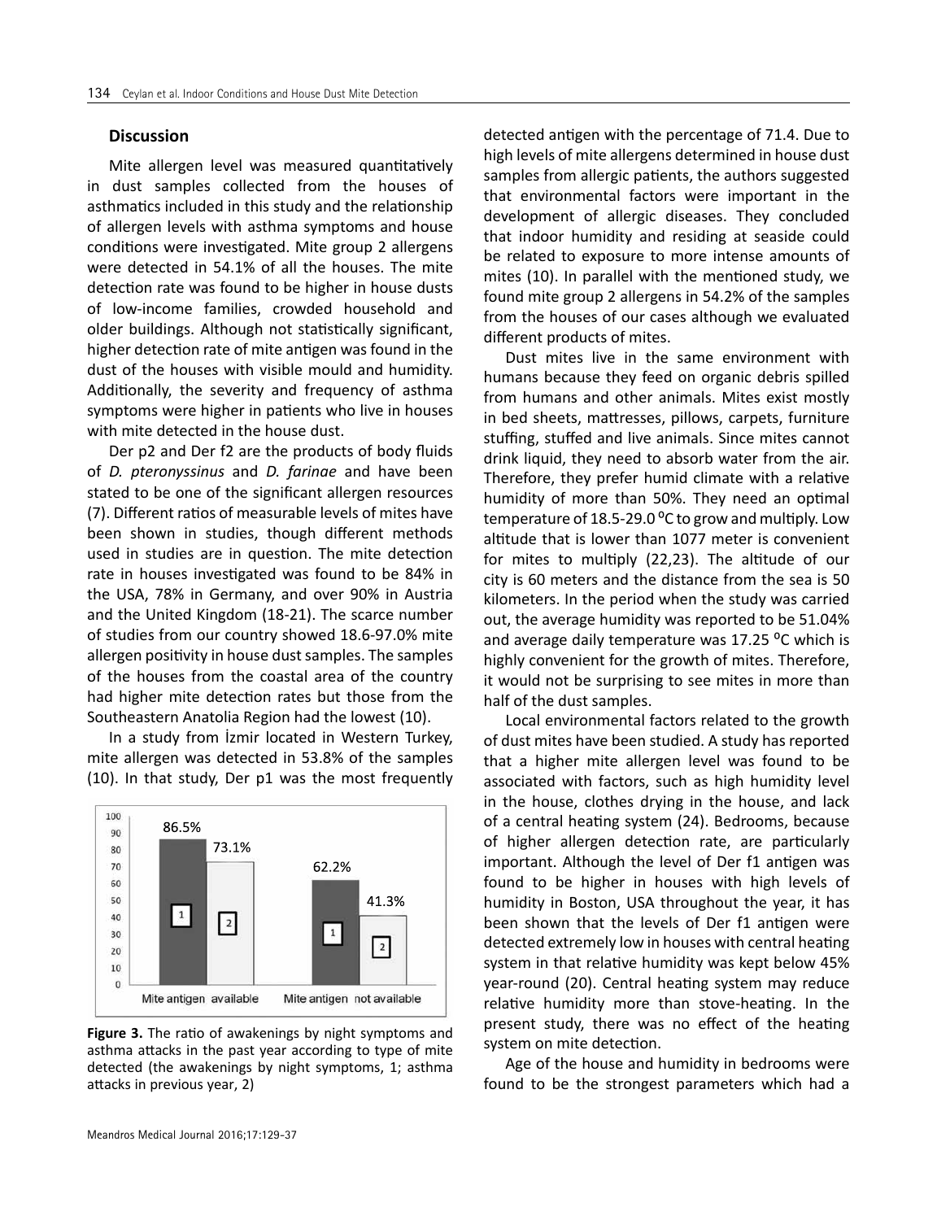## Discussion

Mite allergen level was measured quantitatively in dust samples collected from the houses of asthmatics included in this study and the relationship of allergen levels with asthma symptoms and house conditions were investigated. Mite group 2 allergens were detected in 54.1% of all the houses. The mite detection rate was found to be higher in house dusts of low-income families, crowded household and older buildings. Although not statistically significant, higher detection rate of mite antigen was found in the dust of the houses with visible mould and humidity. Additionally, the severity and frequency of asthma symptoms were higher in patients who live in houses with mite detected in the house dust.

Der p2 and Der f2 are the products of body fluids of *D. pteronyssinus* and *D. farinae* and have been stated to be one of the significant allergen resources (7). Different ratios of measurable levels of mites have been shown in studies, though different methods used in studies are in question. The mite detection rate in houses investigated was found to be 84% in the USA, 78% in Germany, and over 90% in Austria and the United Kingdom (18-21). The scarce number of studies from our country showed 18.6-97.0% mite allergen positivity in house dust samples. The samples of the houses from the coastal area of the country had higher mite detection rates but those from the Southeastern Anatolia Region had the lowest (10).

In a study from İzmir located in Western Turkey, mite allergen was detected in 53.8% of the samples (10). In that study, Der p1 was the most frequently detected antigen with the percentage of 71.4. Due to high levels of mite allergens determined in house dust samples from allergic patients, the authors suggested that environmental factors were important in the development of allergic diseases. They concluded that indoor humidity and residing at seaside could be related to exposure to more intense amounts of mites (10). In parallel with the mentioned study, we found mite group 2 allergens in 54.2% of the samples from the houses of our cases although we evaluated different products of mites.

Figure 3. The ratio of awakenings by night symptoms and asthma attacks in the past year according to type of mite detected (the awakenings by night symptoms, 1; asthma attacks in previous year, 2)

| | 1 | 2 |
|---|---|---|
| Mite antigen available | 86.5% | 73.1% |
| Mite antigen not available | 62.2% | 41.3% |

Dust mites live in the same environment with humans because they feed on organic debris spilled from humans and other animals. Mites exist mostly in bed sheets, mattresses, pillows, carpets, furniture stuffing, stuffed and live animals. Since mites cannot drink liquid, they need to absorb water from the air. Therefore, they prefer humid climate with a relative humidity of more than 50%. They need an optimal temperature of 18.5-29.0 ºC to grow and multiply. Low altitude that is lower than 1077 meter is convenient for mites to multiply (22,23). The altitude of our city is 60 meters and the distance from the sea is 50 kilometers. In the period when the study was carried out, the average humidity was reported to be 51.04% and average daily temperature was 17.25 ºC which is highly convenient for the growth of mites. Therefore, it would not be surprising to see mites in more than half of the dust samples.

Local environmental factors related to the growth of dust mites have been studied. A study has reported that a higher mite allergen level was found to be associated with factors, such as high humidity level in the house, clothes drying in the house, and lack of a central heating system (24). Bedrooms, because of higher allergen detection rate, are particularly important. Although the level of Der f1 antigen was found to be higher in houses with high levels of humidity in Boston, USA throughout the year, it has been shown that the levels of Der f1 antigen were detected extremely low in houses with central heating system in that relative humidity was kept below 45% year-round (20). Central heating system may reduce relative humidity more than stove-heating. In the present study, there was no effect of the heating system on mite detection.

Age of the house and humidity in bedrooms were found to be the strongest parameters which had a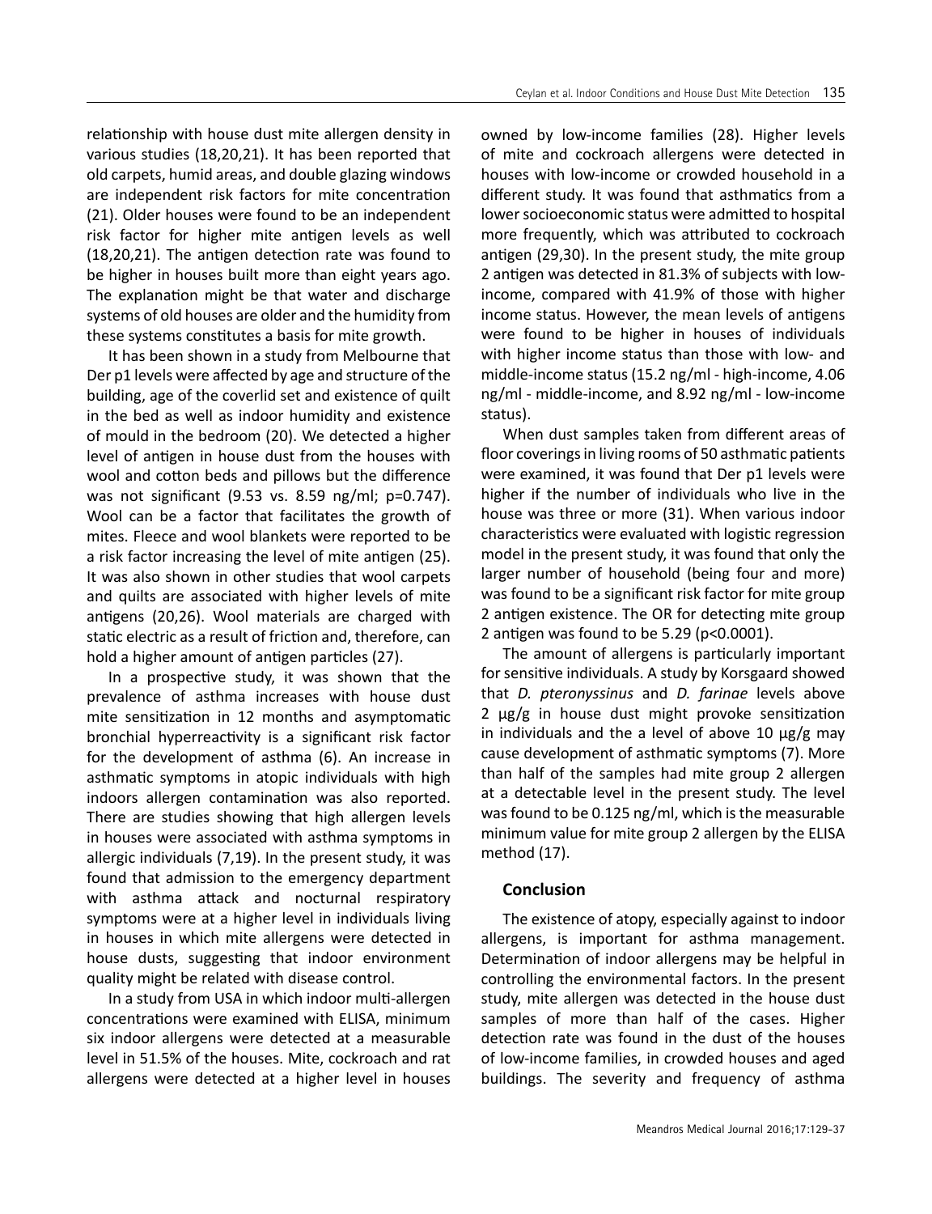relationship with house dust mite allergen density in various studies (18,20,21). It has been reported that old carpets, humid areas, and double glazing windows are independent risk factors for mite concentration (21). Older houses were found to be an independent risk factor for higher mite antigen levels as well (18,20,21). The antigen detection rate was found to be higher in houses built more than eight years ago. The explanation might be that water and discharge systems of old houses are older and the humidity from these systems constitutes a basis for mite growth.

It has been shown in a study from Melbourne that Der p1 levels were affected by age and structure of the building, age of the coverlid set and existence of quilt in the bed as well as indoor humidity and existence of mould in the bedroom (20). We detected a higher level of antigen in house dust from the houses with wool and cotton beds and pillows but the difference was not significant (9.53 vs. 8.59 ng/ml; p=0.747). Wool can be a factor that facilitates the growth of mites. Fleece and wool blankets were reported to be a risk factor increasing the level of mite antigen (25). It was also shown in other studies that wool carpets and quilts are associated with higher levels of mite antigens (20,26). Wool materials are charged with static electric as a result of friction and, therefore, can hold a higher amount of antigen particles (27).

In a prospective study, it was shown that the prevalence of asthma increases with house dust mite sensitization in 12 months and asymptomatic bronchial hyperreactivity is a significant risk factor for the development of asthma (6). An increase in asthmatic symptoms in atopic individuals with high indoors allergen contamination was also reported. There are studies showing that high allergen levels in houses were associated with asthma symptoms in allergic individuals (7,19). In the present study, it was found that admission to the emergency department with asthma attack and nocturnal respiratory symptoms were at a higher level in individuals living in houses in which mite allergens were detected in house dusts, suggesting that indoor environment quality might be related with disease control.

In a study from USA in which indoor multi-allergen concentrations were examined with ELISA, minimum six indoor allergens were detected at a measurable level in 51.5% of the houses. Mite, cockroach and rat allergens were detected at a higher level in houses owned by low-income families (28). Higher levels of mite and cockroach allergens were detected in houses with low-income or crowded household in a different study. It was found that asthmatics from a lower socioeconomic status were admitted to hospital more frequently, which was attributed to cockroach antigen (29,30). In the present study, the mite group 2 antigen was detected in 81.3% of subjects with low-income, compared with 41.9% of those with higher income status. However, the mean levels of antigens were found to be higher in houses of individuals with higher income status than those with low- and middle-income status (15.2 ng/ml - high-income, 4.06 ng/ml - middle-income, and 8.92 ng/ml - low-income status).

When dust samples taken from different areas of floor coverings in living rooms of 50 asthmatic patients were examined, it was found that Der p1 levels were higher if the number of individuals who live in the house was three or more (31). When various indoor characteristics were evaluated with logistic regression model in the present study, it was found that only the larger number of household (being four and more) was found to be a significant risk factor for mite group 2 antigen existence. The OR for detecting mite group 2 antigen was found to be 5.29 (p<0.0001).

The amount of allergens is particularly important for sensitive individuals. A study by Korsgaard showed that *D. pteronyssinus* and *D. farinae* levels above 2 μg/g in house dust might provoke sensitization in individuals and the a level of above 10 μg/g may cause development of asthmatic symptoms (7). More than half of the samples had mite group 2 allergen at a detectable level in the present study. The level was found to be 0.125 ng/ml, which is the measurable minimum value for mite group 2 allergen by the ELISA method (17).

## Conclusion

The existence of atopy, especially against to indoor allergens, is important for asthma management. Determination of indoor allergens may be helpful in controlling the environmental factors. In the present study, mite allergen was detected in the house dust samples of more than half of the cases. Higher detection rate was found in the dust of the houses of low-income families, in crowded houses and aged buildings. The severity and frequency of asthma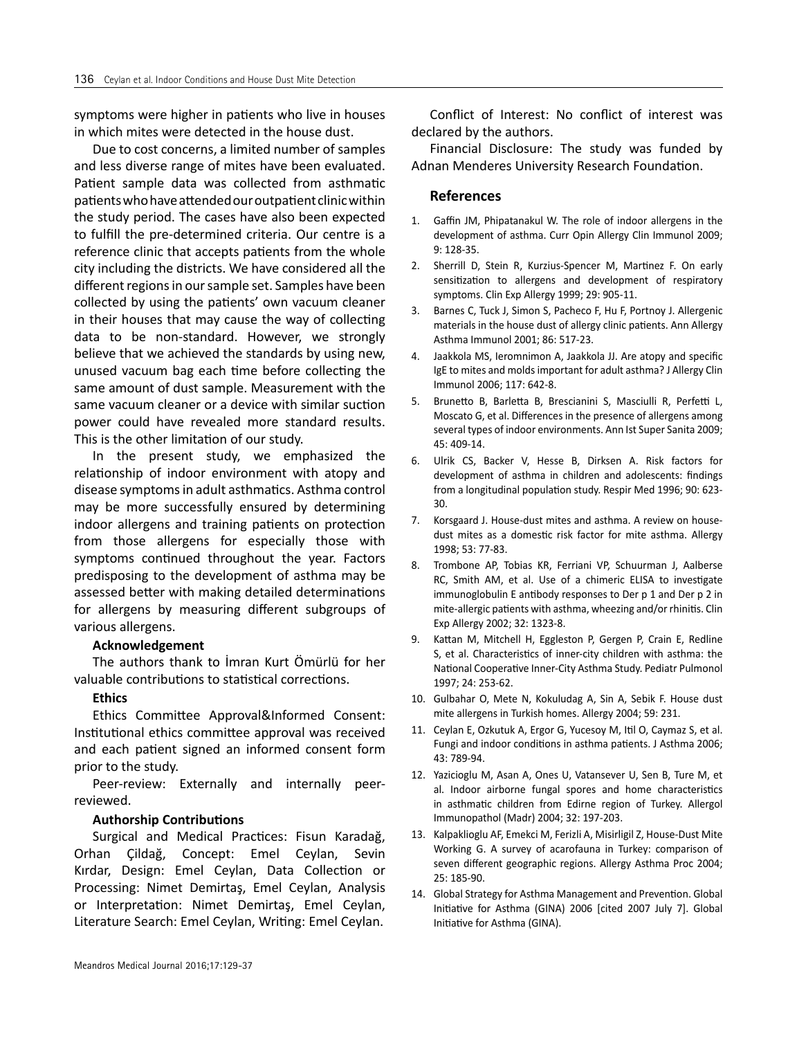symptoms were higher in patients who live in houses in which mites were detected in the house dust.

Due to cost concerns, a limited number of samples and less diverse range of mites have been evaluated. Patient sample data was collected from asthmatic patients who have attended our outpatient clinic within the study period. The cases have also been expected to fulfill the pre-determined criteria. Our centre is a reference clinic that accepts patients from the whole city including the districts. We have considered all the different regions in our sample set. Samples have been collected by using the patients' own vacuum cleaner in their houses that may cause the way of collecting data to be non-standard. However, we strongly believe that we achieved the standards by using new, unused vacuum bag each time before collecting the same amount of dust sample. Measurement with the same vacuum cleaner or a device with similar suction power could have revealed more standard results. This is the other limitation of our study.

In the present study, we emphasized the relationship of indoor environment with atopy and disease symptoms in adult asthmatics. Asthma control may be more successfully ensured by determining indoor allergens and training patients on protection from those allergens for especially those with symptoms continued throughout the year. Factors predisposing to the development of asthma may be assessed better with making detailed determinations for allergens by measuring different subgroups of various allergens.

**Acknowledgement**

The authors thank to İmran Kurt Ömürlü for her valuable contributions to statistical corrections.

**Ethics**

Ethics Committee Approval&Informed Consent: Institutional ethics committee approval was received and each patient signed an informed consent form prior to the study.

Peer-review: Externally and internally peer-reviewed.

**Authorship Contributions**

Surgical and Medical Practices: Fisun Karadağ, Orhan Çildağ, Concept: Emel Ceylan, Sevin Kırdar, Design: Emel Ceylan, Data Collection or Processing: Nimet Demirtaş, Emel Ceylan, Analysis or Interpretation: Nimet Demirtaş, Emel Ceylan, Literature Search: Emel Ceylan, Writing: Emel Ceylan.

Conflict of Interest: No conflict of interest was declared by the authors.

Financial Disclosure: The study was funded by Adnan Menderes University Research Foundation.

## References

1. Gaffin JM, Phipatanakul W. The role of indoor allergens in the development of asthma. Curr Opin Allergy Clin Immunol 2009; 9: 128-35.
2. Sherrill D, Stein R, Kurzius-Spencer M, Martinez F. On early sensitization to allergens and development of respiratory symptoms. Clin Exp Allergy 1999; 29: 905-11.
3. Barnes C, Tuck J, Simon S, Pacheco F, Hu F, Portnoy J. Allergenic materials in the house dust of allergy clinic patients. Ann Allergy Asthma Immunol 2001; 86: 517-23.
4. Jaakkola MS, Ieromnimon A, Jaakkola JJ. Are atopy and specific IgE to mites and molds important for adult asthma? J Allergy Clin Immunol 2006; 117: 642-8.
5. Brunetto B, Barletta B, Brescianini S, Masciulli R, Perfetti L, Moscato G, et al. Differences in the presence of allergens among several types of indoor environments. Ann Ist Super Sanita 2009; 45: 409-14.
6. Ulrik CS, Backer V, Hesse B, Dirksen A. Risk factors for development of asthma in children and adolescents: findings from a longitudinal population study. Respir Med 1996; 90: 623-30.
7. Korsgaard J. House-dust mites and asthma. A review on house-dust mites as a domestic risk factor for mite asthma. Allergy 1998; 53: 77-83.
8. Trombone AP, Tobias KR, Ferriani VP, Schuurman J, Aalberse RC, Smith AM, et al. Use of a chimeric ELISA to investigate immunoglobulin E antibody responses to Der p 1 and Der p 2 in mite-allergic patients with asthma, wheezing and/or rhinitis. Clin Exp Allergy 2002; 32: 1323-8.
9. Kattan M, Mitchell H, Eggleston P, Gergen P, Crain E, Redline S, et al. Characteristics of inner-city children with asthma: the National Cooperative Inner-City Asthma Study. Pediatr Pulmonol 1997; 24: 253-62.
10. Gulbahar O, Mete N, Kokuludag A, Sin A, Sebik F. House dust mite allergens in Turkish homes. Allergy 2004; 59: 231.
11. Ceylan E, Ozkutuk A, Ergor G, Yucesoy M, Itil O, Caymaz S, et al. Fungi and indoor conditions in asthma patients. J Asthma 2006; 43: 789-94.
12. Yazicioglu M, Asan A, Ones U, Vatansever U, Sen B, Ture M, et al. Indoor airborne fungal spores and home characteristics in asthmatic children from Edirne region of Turkey. Allergol Immunopathol (Madr) 2004; 32: 197-203.
13. Kalpaklioglu AF, Emekci M, Ferizli A, Misirligil Z, House-Dust Mite Working G. A survey of acarofauna in Turkey: comparison of seven different geographic regions. Allergy Asthma Proc 2004; 25: 185-90.
14. Global Strategy for Asthma Management and Prevention. Global Initiative for Asthma (GINA) 2006 [cited 2007 July 7]. Global Initiative for Asthma (GINA).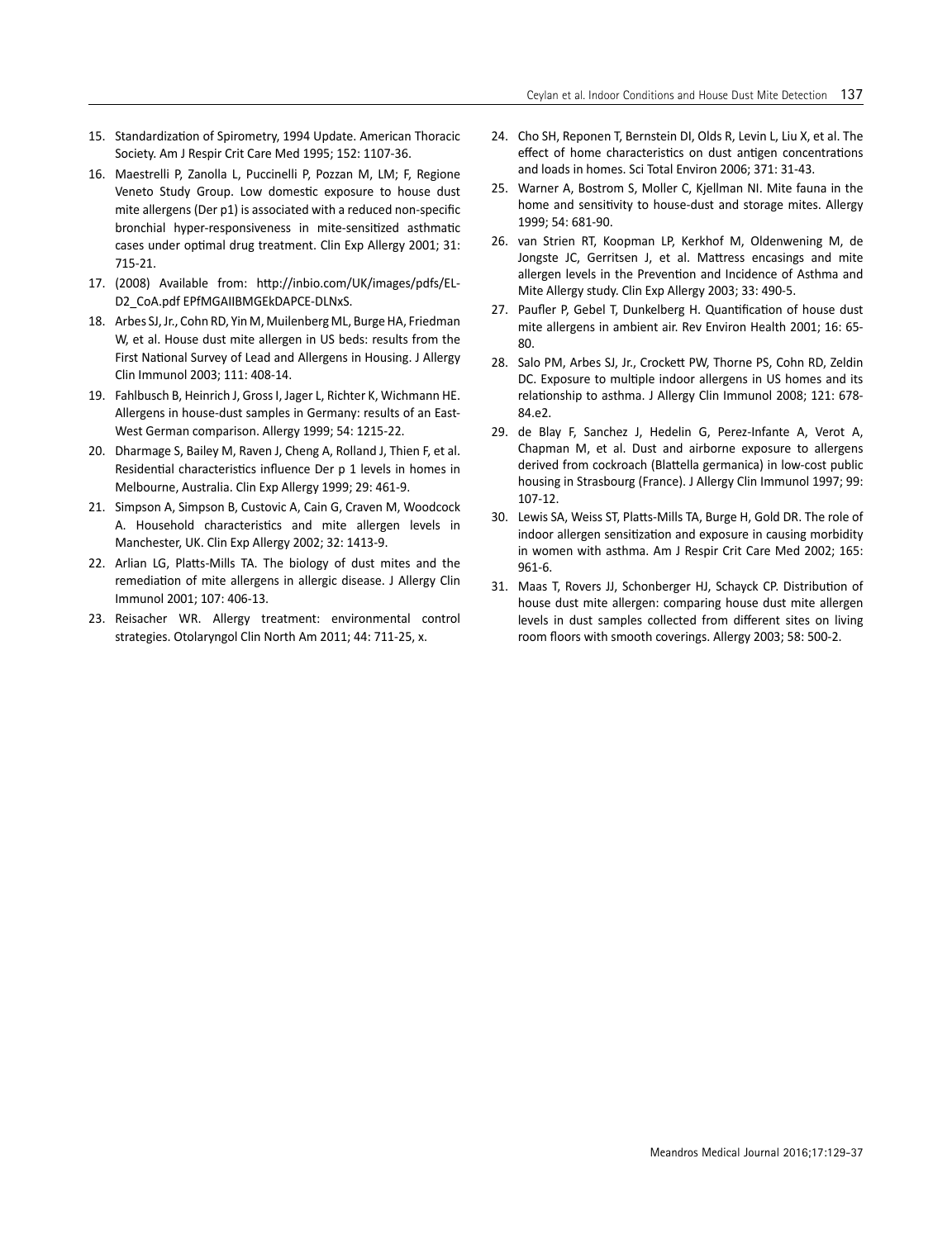15. Standardization of Spirometry, 1994 Update. American Thoracic Society. Am J Respir Crit Care Med 1995; 152: 1107-36.
16. Maestrelli P, Zanolla L, Puccinelli P, Pozzan M, LM; F, Regione Veneto Study Group. Low domestic exposure to house dust mite allergens (Der p1) is associated with a reduced non-specific bronchial hyper-responsiveness in mite-sensitized asthmatic cases under optimal drug treatment. Clin Exp Allergy 2001; 31: 715-21.
17. (2008) Available from: http://inbio.com/UK/images/pdfs/EL-D2_CoA.pdf EPfMGAIIBMGEkDAPCE-DLNxS.
18. Arbes SJ, Jr., Cohn RD, Yin M, Muilenberg ML, Burge HA, Friedman W, et al. House dust mite allergen in US beds: results from the First National Survey of Lead and Allergens in Housing. J Allergy Clin Immunol 2003; 111: 408-14.
19. Fahlbusch B, Heinrich J, Gross I, Jager L, Richter K, Wichmann HE. Allergens in house-dust samples in Germany: results of an East-West German comparison. Allergy 1999; 54: 1215-22.
20. Dharmage S, Bailey M, Raven J, Cheng A, Rolland J, Thien F, et al. Residential characteristics influence Der p 1 levels in homes in Melbourne, Australia. Clin Exp Allergy 1999; 29: 461-9.
21. Simpson A, Simpson B, Custovic A, Cain G, Craven M, Woodcock A. Household characteristics and mite allergen levels in Manchester, UK. Clin Exp Allergy 2002; 32: 1413-9.
22. Arlian LG, Platts-Mills TA. The biology of dust mites and the remediation of mite allergens in allergic disease. J Allergy Clin Immunol 2001; 107: 406-13.
23. Reisacher WR. Allergy treatment: environmental control strategies. Otolaryngol Clin North Am 2011; 44: 711-25, x.
24. Cho SH, Reponen T, Bernstein DI, Olds R, Levin L, Liu X, et al. The effect of home characteristics on dust antigen concentrations and loads in homes. Sci Total Environ 2006; 371: 31-43.
25. Warner A, Bostrom S, Moller C, Kjellman NI. Mite fauna in the home and sensitivity to house-dust and storage mites. Allergy 1999; 54: 681-90.
26. van Strien RT, Koopman LP, Kerkhof M, Oldenwening M, de Jongste JC, Gerritsen J, et al. Mattress encasings and mite allergen levels in the Prevention and Incidence of Asthma and Mite Allergy study. Clin Exp Allergy 2003; 33: 490-5.
27. Paufler P, Gebel T, Dunkelberg H. Quantification of house dust mite allergens in ambient air. Rev Environ Health 2001; 16: 65-80.
28. Salo PM, Arbes SJ, Jr., Crockett PW, Thorne PS, Cohn RD, Zeldin DC. Exposure to multiple indoor allergens in US homes and its relationship to asthma. J Allergy Clin Immunol 2008; 121: 678-84.e2.
29. de Blay F, Sanchez J, Hedelin G, Perez-Infante A, Verot A, Chapman M, et al. Dust and airborne exposure to allergens derived from cockroach (Blattella germanica) in low-cost public housing in Strasbourg (France). J Allergy Clin Immunol 1997; 99: 107-12.
30. Lewis SA, Weiss ST, Platts-Mills TA, Burge H, Gold DR. The role of indoor allergen sensitization and exposure in causing morbidity in women with asthma. Am J Respir Crit Care Med 2002; 165: 961-6.
31. Maas T, Rovers JJ, Schonberger HJ, Schayck CP. Distribution of house dust mite allergen: comparing house dust mite allergen levels in dust samples collected from different sites on living room floors with smooth coverings. Allergy 2003; 58: 500-2.